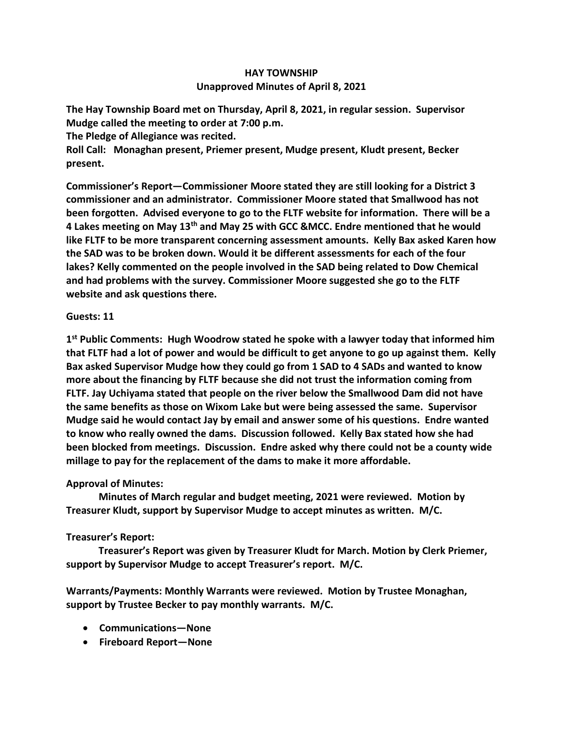# HAY TOWNSHIP

## Unapproved Minutes of April 8, 2021

**The Hay Township Board met on Thursday, April 8, 2021, in regular session. Supervisor Mudge called the meeting to order at 7:00 p.m.**
**The Pledge of Allegiance was recited.**
**Roll Call: Monaghan present, Priemer present, Mudge present, Kludt present, Becker present.**

**Commissioner's Report—Commissioner Moore stated they are still looking for a District 3 commissioner and an administrator. Commissioner Moore stated that Smallwood has not been forgotten. Advised everyone to go to the FLTF website for information. There will be a 4 Lakes meeting on May 13th and May 25 with GCC &MCC. Endre mentioned that he would like FLTF to be more transparent concerning assessment amounts. Kelly Bax asked Karen how the SAD was to be broken down. Would it be different assessments for each of the four lakes? Kelly commented on the people involved in the SAD being related to Dow Chemical and had problems with the survey. Commissioner Moore suggested she go to the FLTF website and ask questions there.**

**Guests: 11**

**1st Public Comments: Hugh Woodrow stated he spoke with a lawyer today that informed him that FLTF had a lot of power and would be difficult to get anyone to go up against them. Kelly Bax asked Supervisor Mudge how they could go from 1 SAD to 4 SADs and wanted to know more about the financing by FLTF because she did not trust the information coming from FLTF. Jay Uchiyama stated that people on the river below the Smallwood Dam did not have the same benefits as those on Wixom Lake but were being assessed the same. Supervisor Mudge said he would contact Jay by email and answer some of his questions. Endre wanted to know who really owned the dams. Discussion followed. Kelly Bax stated how she had been blocked from meetings. Discussion. Endre asked why there could not be a county wide millage to pay for the replacement of the dams to make it more affordable.**

**Approval of Minutes:**

**Minutes of March regular and budget meeting, 2021 were reviewed. Motion by Treasurer Kludt, support by Supervisor Mudge to accept minutes as written. M/C.**

**Treasurer's Report:**

**Treasurer's Report was given by Treasurer Kludt for March. Motion by Clerk Priemer, support by Supervisor Mudge to accept Treasurer's report. M/C.**

**Warrants/Payments: Monthly Warrants were reviewed. Motion by Trustee Monaghan, support by Trustee Becker to pay monthly warrants. M/C.**

- **Communications—None**
- **Fireboard Report—None**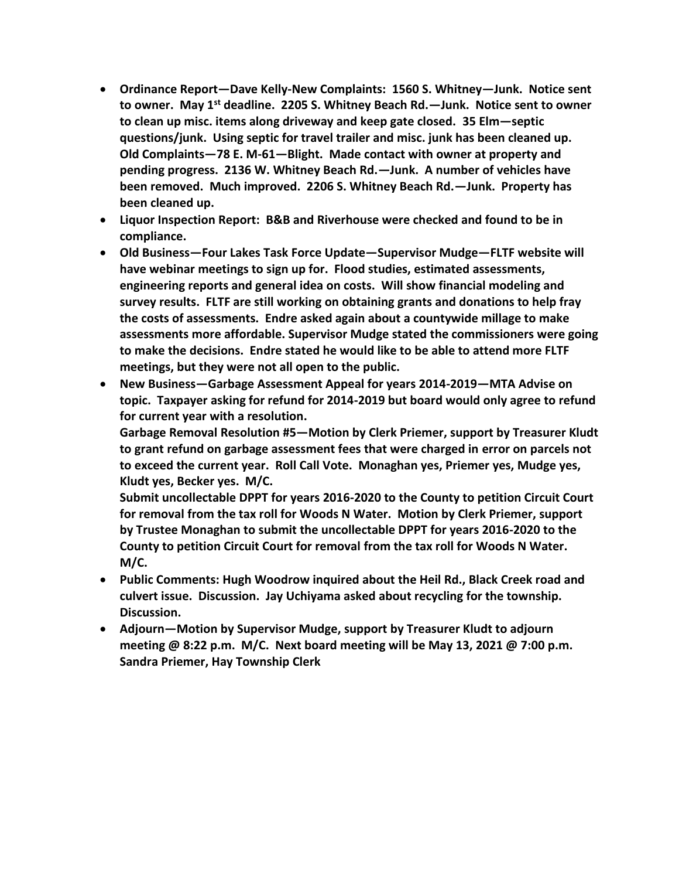- **Ordinance Report—Dave Kelly-New Complaints: 1560 S. Whitney—Junk. Notice sent to owner. May 1st deadline. 2205 S. Whitney Beach Rd.—Junk. Notice sent to owner to clean up misc. items along driveway and keep gate closed. 35 Elm—septic questions/junk. Using septic for travel trailer and misc. junk has been cleaned up. Old Complaints—78 E. M-61—Blight. Made contact with owner at property and pending progress. 2136 W. Whitney Beach Rd.—Junk. A number of vehicles have been removed. Much improved. 2206 S. Whitney Beach Rd.—Junk. Property has been cleaned up.**
- **Liquor Inspection Report: B&B and Riverhouse were checked and found to be in compliance.**
- **Old Business—Four Lakes Task Force Update—Supervisor Mudge—FLTF website will have webinar meetings to sign up for. Flood studies, estimated assessments, engineering reports and general idea on costs. Will show financial modeling and survey results. FLTF are still working on obtaining grants and donations to help fray the costs of assessments. Endre asked again about a countywide millage to make assessments more affordable. Supervisor Mudge stated the commissioners were going to make the decisions. Endre stated he would like to be able to attend more FLTF meetings, but they were not all open to the public.**
- **New Business—Garbage Assessment Appeal for years 2014-2019—MTA Advise on topic. Taxpayer asking for refund for 2014-2019 but board would only agree to refund for current year with a resolution.**

  **Garbage Removal Resolution #5—Motion by Clerk Priemer, support by Treasurer Kludt to grant refund on garbage assessment fees that were charged in error on parcels not to exceed the current year. Roll Call Vote. Monaghan yes, Priemer yes, Mudge yes, Kludt yes, Becker yes. M/C.**

  **Submit uncollectable DPPT for years 2016-2020 to the County to petition Circuit Court for removal from the tax roll for Woods N Water. Motion by Clerk Priemer, support by Trustee Monaghan to submit the uncollectable DPPT for years 2016-2020 to the County to petition Circuit Court for removal from the tax roll for Woods N Water. M/C.**
- **Public Comments: Hugh Woodrow inquired about the Heil Rd., Black Creek road and culvert issue. Discussion. Jay Uchiyama asked about recycling for the township. Discussion.**
- **Adjourn—Motion by Supervisor Mudge, support by Treasurer Kludt to adjourn meeting @ 8:22 p.m. M/C. Next board meeting will be May 13, 2021 @ 7:00 p.m. Sandra Priemer, Hay Township Clerk**